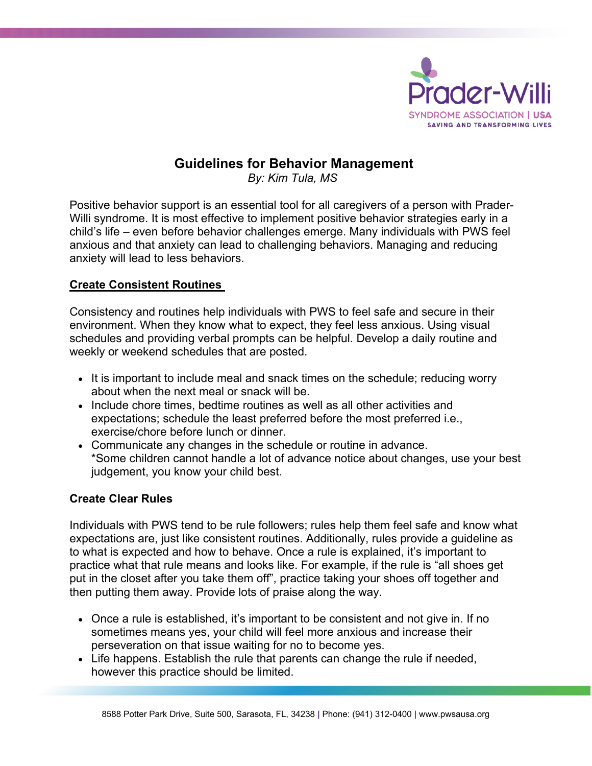Prader-Willi
SYNDROME ASSOCIATION | USA
SAVING AND TRANSFORMING LIVES

# Guidelines for Behavior Management

*By: Kim Tula, MS*

Positive behavior support is an essential tool for all caregivers of a person with Prader-Willi syndrome. It is most effective to implement positive behavior strategies early in a child's life – even before behavior challenges emerge. Many individuals with PWS feel anxious and that anxiety can lead to challenging behaviors. Managing and reducing anxiety will lead to less behaviors.

## Create Consistent Routines

Consistency and routines help individuals with PWS to feel safe and secure in their environment. When they know what to expect, they feel less anxious. Using visual schedules and providing verbal prompts can be helpful. Develop a daily routine and weekly or weekend schedules that are posted.

- It is important to include meal and snack times on the schedule; reducing worry about when the next meal or snack will be.
- Include chore times, bedtime routines as well as all other activities and expectations; schedule the least preferred before the most preferred i.e., exercise/chore before lunch or dinner.
- Communicate any changes in the schedule or routine in advance.
  *Some children cannot handle a lot of advance notice about changes, use your best judgement, you know your child best.

## Create Clear Rules

Individuals with PWS tend to be rule followers; rules help them feel safe and know what expectations are, just like consistent routines. Additionally, rules provide a guideline as to what is expected and how to behave. Once a rule is explained, it's important to practice what that rule means and looks like. For example, if the rule is "all shoes get put in the closet after you take them off", practice taking your shoes off together and then putting them away. Provide lots of praise along the way.

- Once a rule is established, it's important to be consistent and not give in. If no sometimes means yes, your child will feel more anxious and increase their perseveration on that issue waiting for no to become yes.
- Life happens. Establish the rule that parents can change the rule if needed, however this practice should be limited.

8588 Potter Park Drive, Suite 500, Sarasota, FL, 34238 | Phone: (941) 312-0400 | www.pwsausa.org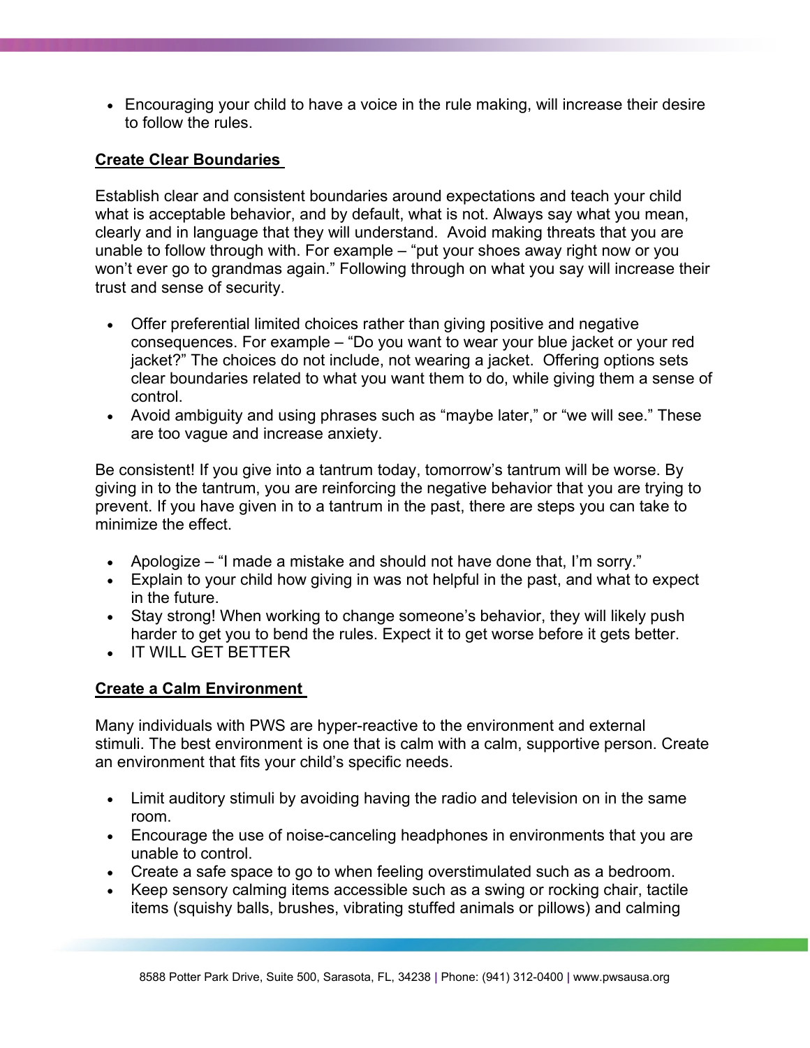- Encouraging your child to have a voice in the rule making, will increase their desire to follow the rules.

## Create Clear Boundaries

Establish clear and consistent boundaries around expectations and teach your child what is acceptable behavior, and by default, what is not. Always say what you mean, clearly and in language that they will understand. Avoid making threats that you are unable to follow through with. For example – "put your shoes away right now or you won't ever go to grandmas again." Following through on what you say will increase their trust and sense of security.

- Offer preferential limited choices rather than giving positive and negative consequences. For example – "Do you want to wear your blue jacket or your red jacket?" The choices do not include, not wearing a jacket. Offering options sets clear boundaries related to what you want them to do, while giving them a sense of control.
- Avoid ambiguity and using phrases such as "maybe later," or "we will see." These are too vague and increase anxiety.

Be consistent! If you give into a tantrum today, tomorrow's tantrum will be worse. By giving in to the tantrum, you are reinforcing the negative behavior that you are trying to prevent. If you have given in to a tantrum in the past, there are steps you can take to minimize the effect.

- Apologize – "I made a mistake and should not have done that, I'm sorry."
- Explain to your child how giving in was not helpful in the past, and what to expect in the future.
- Stay strong! When working to change someone's behavior, they will likely push harder to get you to bend the rules. Expect it to get worse before it gets better.
- IT WILL GET BETTER

## Create a Calm Environment

Many individuals with PWS are hyper-reactive to the environment and external stimuli. The best environment is one that is calm with a calm, supportive person. Create an environment that fits your child's specific needs.

- Limit auditory stimuli by avoiding having the radio and television on in the same room.
- Encourage the use of noise-canceling headphones in environments that you are unable to control.
- Create a safe space to go to when feeling overstimulated such as a bedroom.
- Keep sensory calming items accessible such as a swing or rocking chair, tactile items (squishy balls, brushes, vibrating stuffed animals or pillows) and calming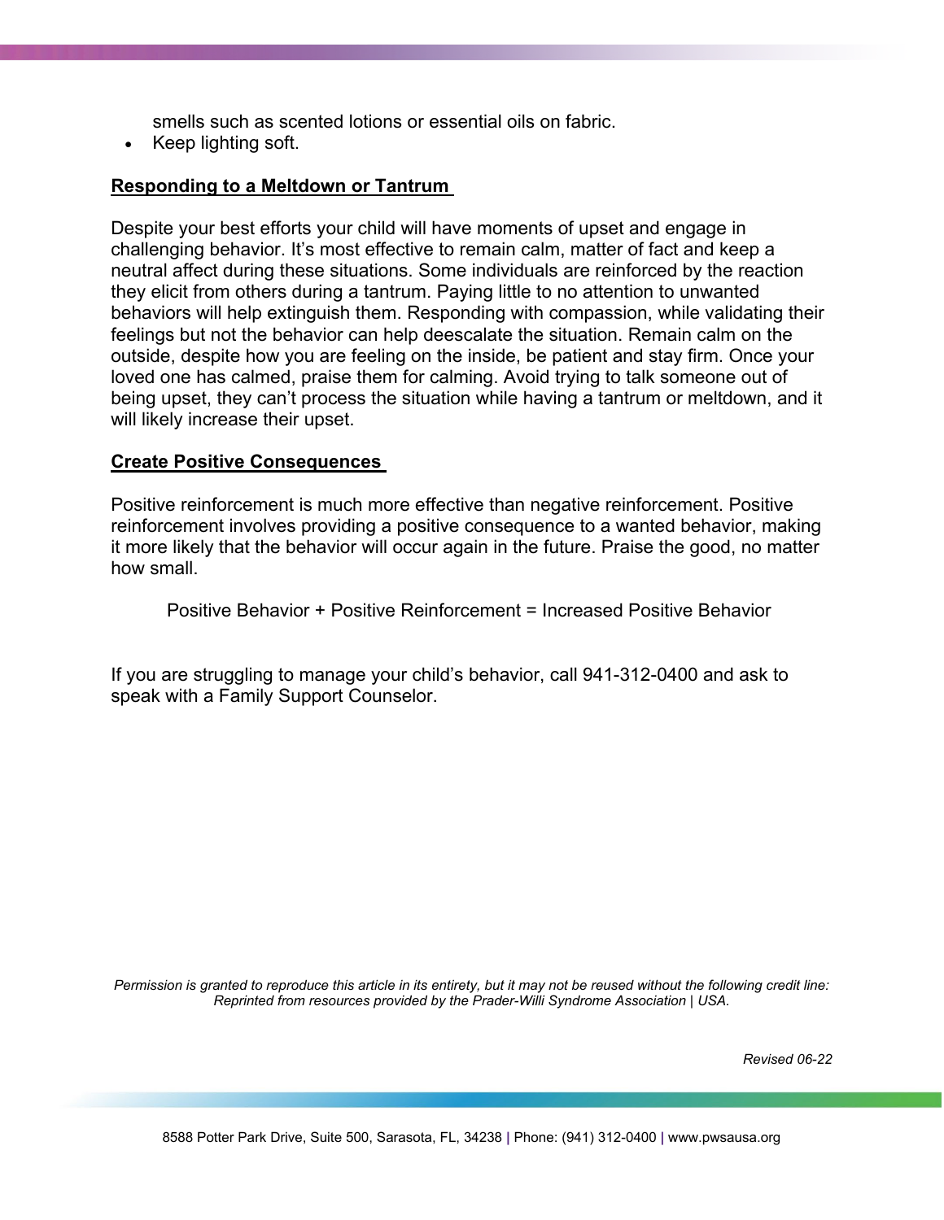smells such as scented lotions or essential oils on fabric.
- Keep lighting soft.

## Responding to a Meltdown or Tantrum

Despite your best efforts your child will have moments of upset and engage in challenging behavior. It's most effective to remain calm, matter of fact and keep a neutral affect during these situations. Some individuals are reinforced by the reaction they elicit from others during a tantrum. Paying little to no attention to unwanted behaviors will help extinguish them. Responding with compassion, while validating their feelings but not the behavior can help deescalate the situation. Remain calm on the outside, despite how you are feeling on the inside, be patient and stay firm. Once your loved one has calmed, praise them for calming. Avoid trying to talk someone out of being upset, they can't process the situation while having a tantrum or meltdown, and it will likely increase their upset.

## Create Positive Consequences

Positive reinforcement is much more effective than negative reinforcement. Positive reinforcement involves providing a positive consequence to a wanted behavior, making it more likely that the behavior will occur again in the future. Praise the good, no matter how small.

Positive Behavior + Positive Reinforcement = Increased Positive Behavior

If you are struggling to manage your child's behavior, call 941-312-0400 and ask to speak with a Family Support Counselor.

*Permission is granted to reproduce this article in its entirety, but it may not be reused without the following credit line: Reprinted from resources provided by the Prader-Willi Syndrome Association | USA.*

*Revised 06-22*

8588 Potter Park Drive, Suite 500, Sarasota, FL, 34238 | Phone: (941) 312-0400 | www.pwsausa.org